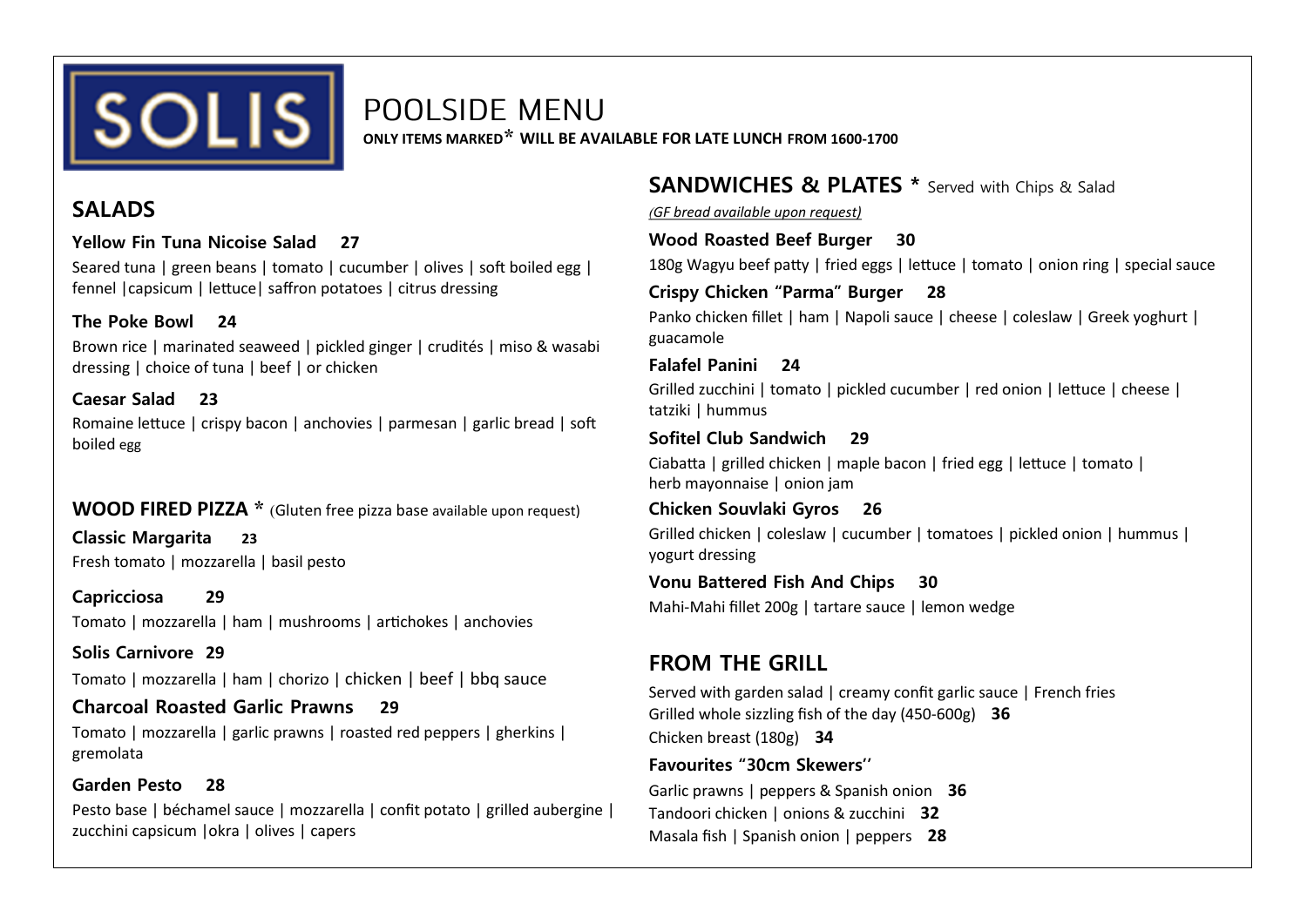# SOLIS

# POOLSIDE MENU

**ONLY ITEMS MARKED* WILL BE AVAILABLE FOR LATE LUNCH FROM 1600-1700**

## SALADS

**Yellow Fin Tuna Nicoise Salad 27**

Seared tuna | green beans | tomato | cucumber | olives | soft boiled egg | fennel |capsicum | lettuce| saffron potatoes | citrus dressing

**The Poke Bowl 24**

Brown rice | marinated seaweed | pickled ginger | crudités | miso & wasabi dressing | choice of tuna | beef | or chicken

**Caesar Salad 23**

Romaine lettuce | crispy bacon | anchovies | parmesan | garlic bread | soft boiled egg

## WOOD FIRED PIZZA * (Gluten free pizza base available upon request)

**Classic Margarita 23**

Fresh tomato | mozzarella | basil pesto

**Capricciosa 29**

Tomato | mozzarella | ham | mushrooms | artichokes | anchovies

**Solis Carnivore 29**

Tomato | mozzarella | ham | chorizo | chicken | beef | bbq sauce

**Charcoal Roasted Garlic Prawns 29**

Tomato | mozzarella | garlic prawns | roasted red peppers | gherkins | gremolata

**Garden Pesto 28**

Pesto base | béchamel sauce | mozzarella | confit potato | grilled aubergine | zucchini capsicum |okra | olives | capers

## SANDWICHES & PLATES * Served with Chips & Salad

*(GF bread available upon request)*

**Wood Roasted Beef Burger 30**

180g Wagyu beef patty | fried eggs | lettuce | tomato | onion ring | special sauce

**Crispy Chicken "Parma" Burger 28**

Panko chicken fillet | ham | Napoli sauce | cheese | coleslaw | Greek yoghurt | guacamole

**Falafel Panini 24**

Grilled zucchini | tomato | pickled cucumber | red onion | lettuce | cheese | tatziki | hummus

**Sofitel Club Sandwich 29**

Ciabatta | grilled chicken | maple bacon | fried egg | lettuce | tomato | herb mayonnaise | onion jam

**Chicken Souvlaki Gyros 26**

Grilled chicken | coleslaw | cucumber | tomatoes | pickled onion | hummus | yogurt dressing

**Vonu Battered Fish And Chips 30**

Mahi-Mahi fillet 200g | tartare sauce | lemon wedge

## FROM THE GRILL

Served with garden salad | creamy confit garlic sauce | French fries

Grilled whole sizzling fish of the day (450-600g) **36**

Chicken breast (180g) **34**

**Favourites "30cm Skewers"**

Garlic prawns | peppers & Spanish onion **36**

Tandoori chicken | onions & zucchini **32**

Masala fish | Spanish onion | peppers **28**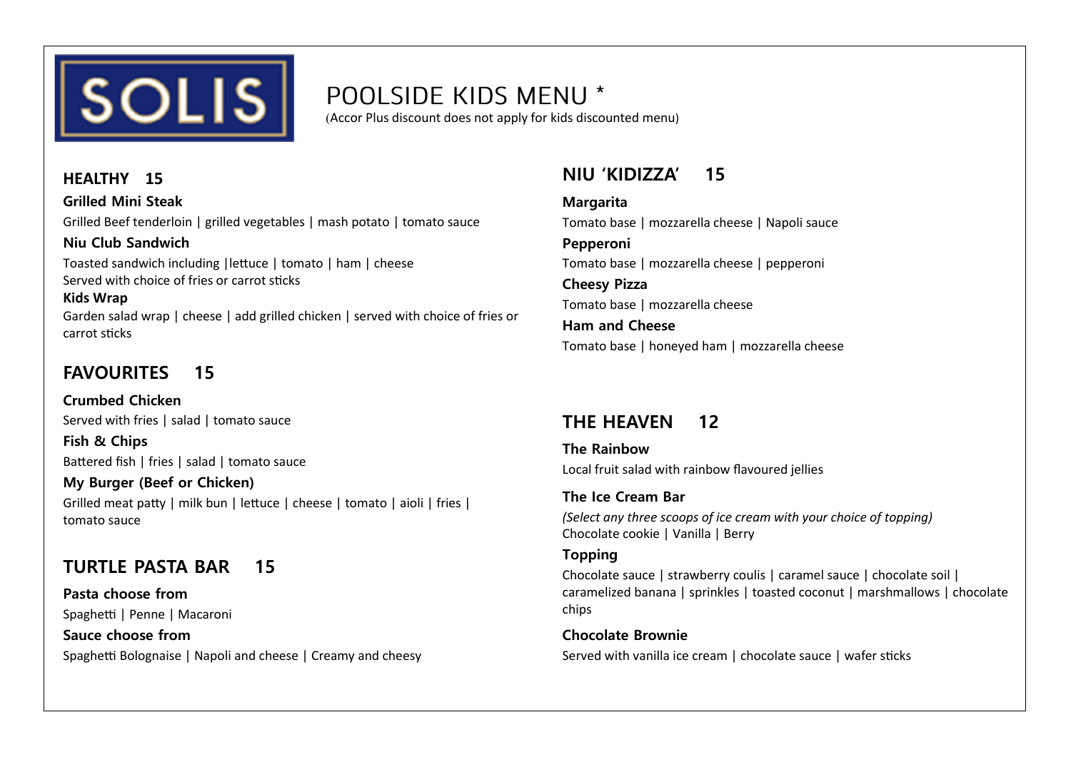SOLIS

# POOLSIDE KIDS MENU *

(Accor Plus discount does not apply for kids discounted menu)

## HEALTHY 15

**Grilled Mini Steak**

Grilled Beef tenderloin | grilled vegetables | mash potato | tomato sauce

**Niu Club Sandwich**

Toasted sandwich including |lettuce | tomato | ham | cheese
Served with choice of fries or carrot sticks

**Kids Wrap**

Garden salad wrap | cheese | add grilled chicken | served with choice of fries or carrot sticks

## FAVOURITES 15

**Crumbed Chicken**

Served with fries | salad | tomato sauce

**Fish & Chips**

Battered fish | fries | salad | tomato sauce

**My Burger (Beef or Chicken)**

Grilled meat patty | milk bun | lettuce | cheese | tomato | aioli | fries | tomato sauce

## TURTLE PASTA BAR 15

**Pasta choose from**

Spaghetti | Penne | Macaroni

**Sauce choose from**

Spaghetti Bolognaise | Napoli and cheese | Creamy and cheesy

## NIU 'KIDIZZA' 15

**Margarita**

Tomato base | mozzarella cheese | Napoli sauce

**Pepperoni**

Tomato base | mozzarella cheese | pepperoni

**Cheesy Pizza**

Tomato base | mozzarella cheese

**Ham and Cheese**

Tomato base | honeyed ham | mozzarella cheese

## THE HEAVEN 12

**The Rainbow**

Local fruit salad with rainbow flavoured jellies

**The Ice Cream Bar**

*(Select any three scoops of ice cream with your choice of topping)*
Chocolate cookie | Vanilla | Berry

**Topping**

Chocolate sauce | strawberry coulis | caramel sauce | chocolate soil | caramelized banana | sprinkles | toasted coconut | marshmallows | chocolate chips

**Chocolate Brownie**

Served with vanilla ice cream | chocolate sauce | wafer sticks